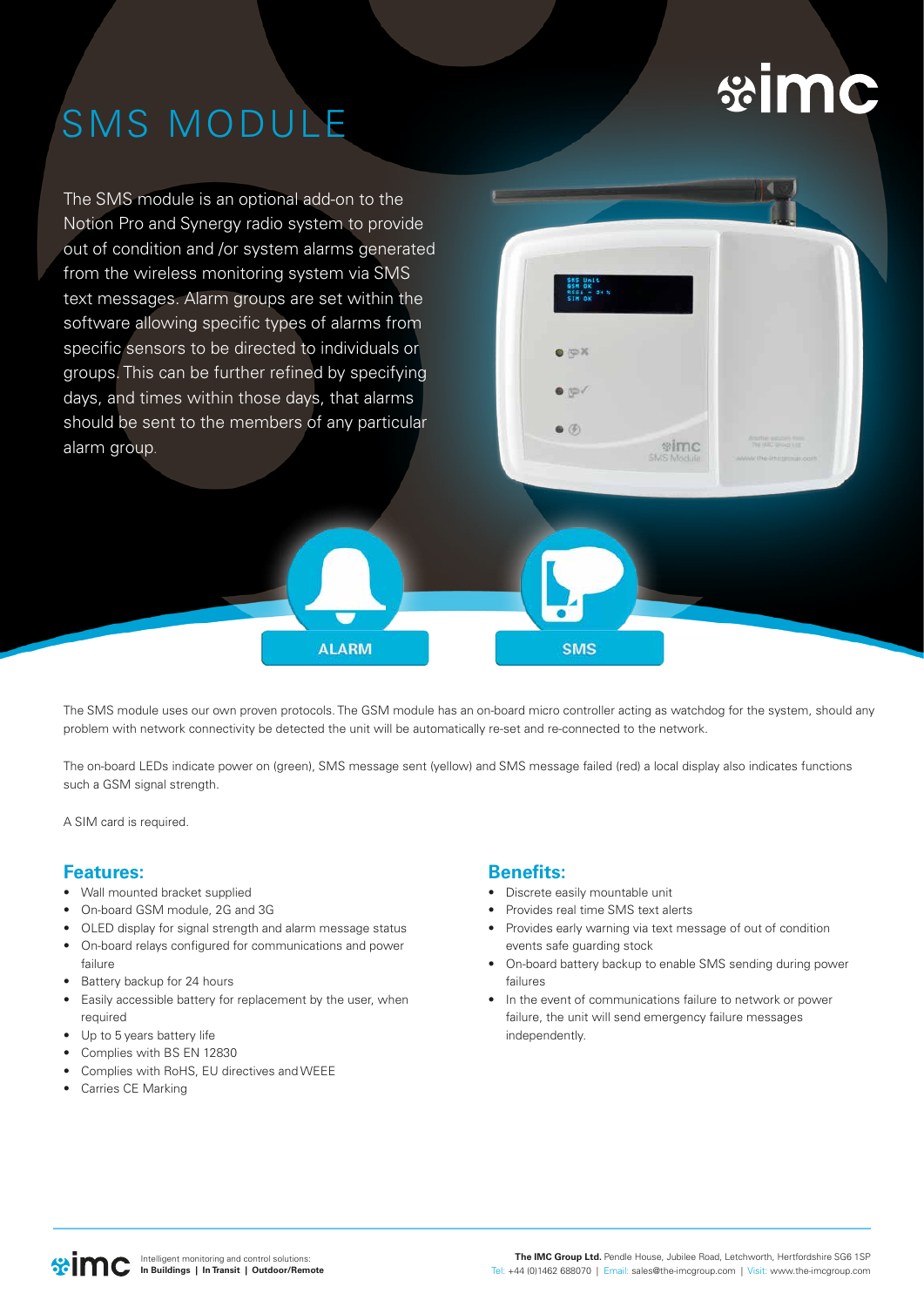# SMS MODULE

The SMS module is an optional add-on to the Notion Pro and Synergy radio system to provide out of condition and /or system alarms generated from the wireless monitoring system via SMS text messages. Alarm groups are set within the software allowing specific types of alarms from specific sensors to be directed to individuals or groups. This can be further refined by specifying days, and times within those days, that alarms should be sent to the members of any particular alarm group.

ALARM

SMS

The SMS module uses our own proven protocols. The GSM module has an on-board micro controller acting as watchdog for the system, should any problem with network connectivity be detected the unit will be automatically re-set and re-connected to the network.

The on-board LEDs indicate power on (green), SMS message sent (yellow) and SMS message failed (red) a local display also indicates functions such a GSM signal strength.

A SIM card is required.

## Features:

- Wall mounted bracket supplied
- On-board GSM module, 2G and 3G
- OLED display for signal strength and alarm message status
- On-board relays configured for communications and power failure
- Battery backup for 24 hours
- Easily accessible battery for replacement by the user, when required
- Up to 5 years battery life
- Complies with BS EN 12830
- Complies with RoHS, EU directives and WEEE
- Carries CE Marking

## Benefits:

- Discrete easily mountable unit
- Provides real time SMS text alerts
- Provides early warning via text message of out of condition events safe guarding stock
- On-board battery backup to enable SMS sending during power failures
- In the event of communications failure to network or power failure, the unit will send emergency failure messages independently.

Intelligent monitoring and control solutions:
**In Buildings | In Transit | Outdoor/Remote**

**The IMC Group Ltd.** Pendle House, Jubilee Road, Letchworth, Hertfordshire SG6 1SP
Tel: +44 (0)1462 688070 | Email: sales@the-imcgroup.com | Visit: www.the-imcgroup.com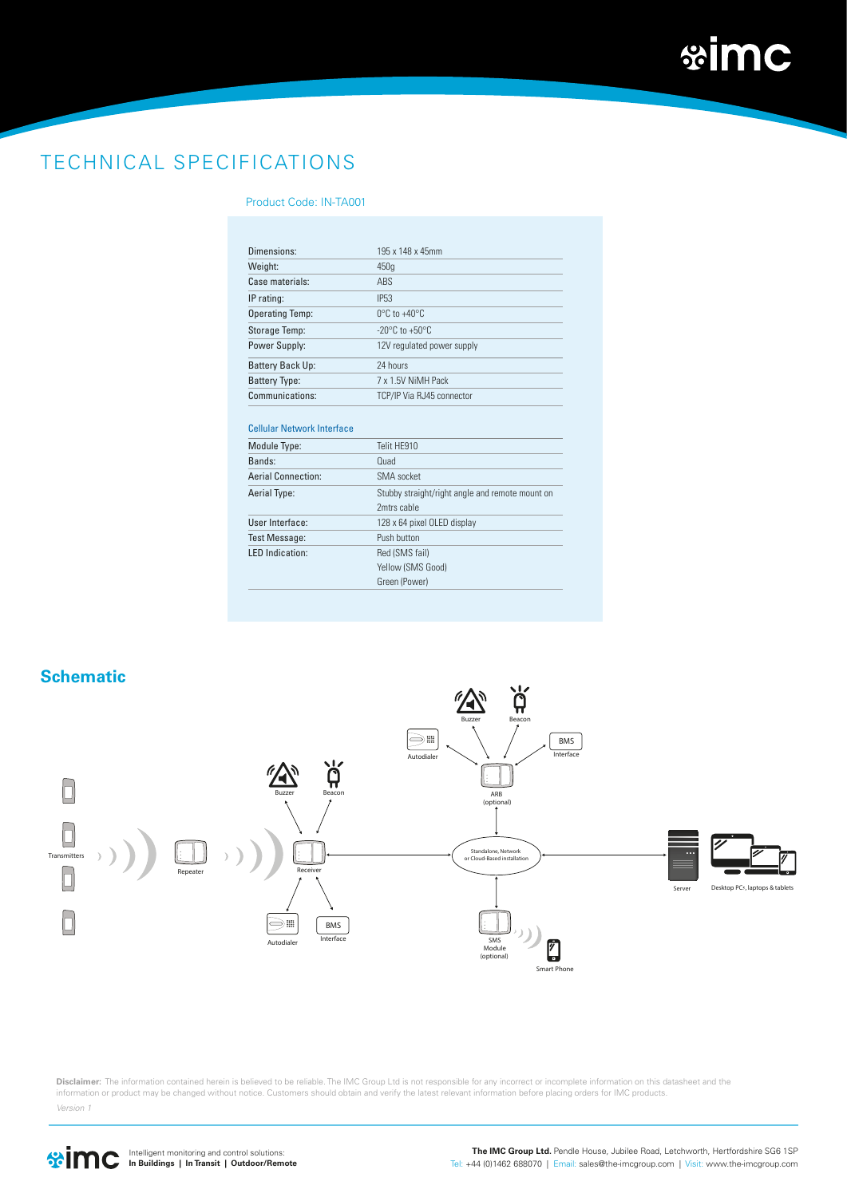# TECHNICAL SPECIFICATIONS

Product Code: IN-TA001

| | |
|---|---|
| Dimensions: | 195 x 148 x 45mm |
| Weight: | 450g |
| Case materials: | ABS |
| IP rating: | IP53 |
| Operating Temp: | 0°C to +40°C |
| Storage Temp: | -20°C to +50°C |
| Power Supply: | 12V regulated power supply |
| Battery Back Up: | 24 hours |
| Battery Type: | 7 x 1.5V NiMH Pack |
| Communications: | TCP/IP Via RJ45 connector |

Cellular Network Interface

| | |
|---|---|
| Module Type: | Telit HE910 |
| Bands: | Quad |
| Aerial Connection: | SMA socket |
| Aerial Type: | Stubby straight/right angle and remote mount on 2mtrs cable |
| User Interface: | 128 x 64 pixel OLED display |
| Test Message: | Push button |
| LED Indication: | Red (SMS fail)<br>Yellow (SMS Good)<br>Green (Power) |

## Schematic

Buzzer
Beacon
Autodialer
BMS Interface
ARB (optional)
Transmitters
Repeater
Receiver
Standalone, Network or Cloud-Based installation
Server
Desktop PCs, laptops & tablets
SMS Module (optional)
Smart Phone

**Disclaimer:** The information contained herein is believed to be reliable. The IMC Group Ltd is not responsible for any incorrect or incomplete information on this datasheet and the information or product may be changed without notice. Customers should obtain and verify the latest relevant information before placing orders for IMC products.

*Version 1*

Intelligent monitoring and control solutions:
**In Buildings | In Transit | Outdoor/Remote**

**The IMC Group Ltd.** Pendle House, Jubilee Road, Letchworth, Hertfordshire SG6 1SP
Tel: +44 (0)1462 688070 | Email: sales@the-imcgroup.com | Visit: www.the-imcgroup.com